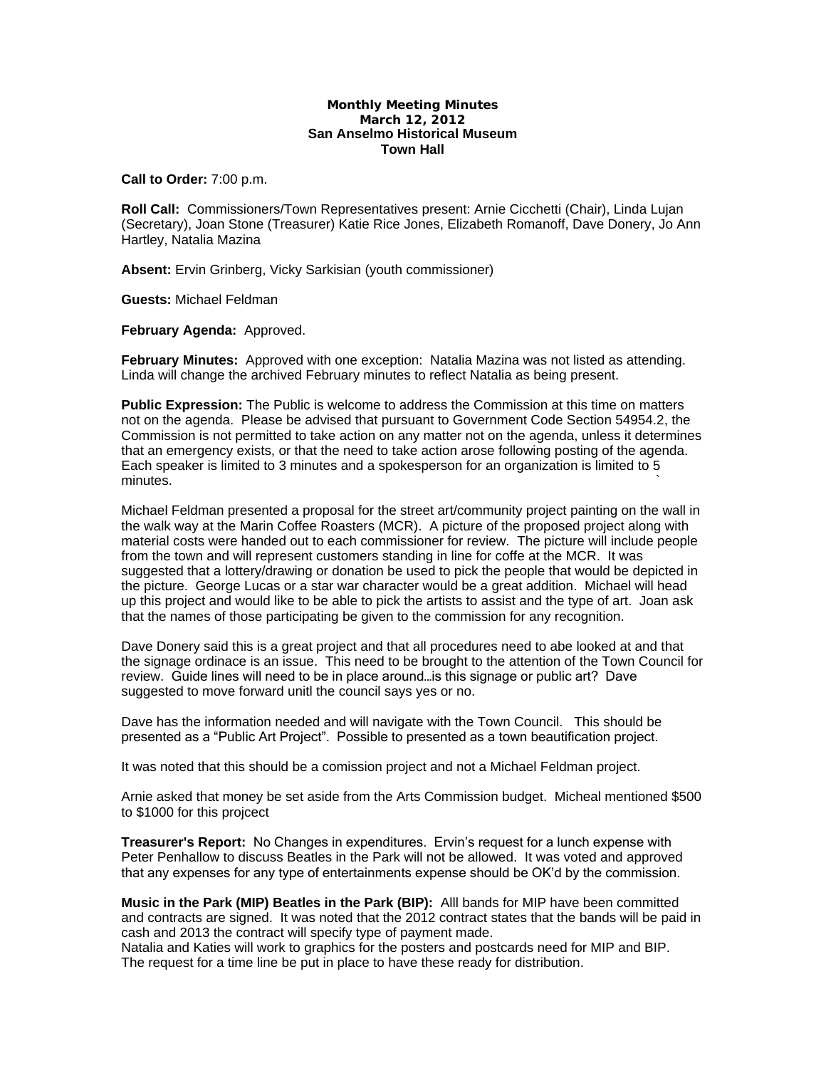**Monthly Meeting Minutes**
**March 12, 2012**
**San Anselmo Historical Museum**
**Town Hall**

**Call to Order:** 7:00 p.m.

**Roll Call:** Commissioners/Town Representatives present: Arnie Cicchetti (Chair), Linda Lujan (Secretary), Joan Stone (Treasurer) Katie Rice Jones, Elizabeth Romanoff, Dave Donery, Jo Ann Hartley, Natalia Mazina

**Absent:** Ervin Grinberg, Vicky Sarkisian (youth commissioner)

**Guests:** Michael Feldman

**February Agenda:** Approved.

**February Minutes:** Approved with one exception: Natalia Mazina was not listed as attending. Linda will change the archived February minutes to reflect Natalia as being present.

**Public Expression:** The Public is welcome to address the Commission at this time on matters not on the agenda. Please be advised that pursuant to Government Code Section 54954.2, the Commission is not permitted to take action on any matter not on the agenda, unless it determines that an emergency exists, or that the need to take action arose following posting of the agenda. Each speaker is limited to 3 minutes and a spokesperson for an organization is limited to 5 minutes. `

Michael Feldman presented a proposal for the street art/community project painting on the wall in the walk way at the Marin Coffee Roasters (MCR). A picture of the proposed project along with material costs were handed out to each commissioner for review. The picture will include people from the town and will represent customers standing in line for coffe at the MCR. It was suggested that a lottery/drawing or donation be used to pick the people that would be depicted in the picture. George Lucas or a star war character would be a great addition. Michael will head up this project and would like to be able to pick the artists to assist and the type of art. Joan ask that the names of those participating be given to the commission for any recognition.

Dave Donery said this is a great project and that all procedures need to abe looked at and that the signage ordinace is an issue. This need to be brought to the attention of the Town Council for review. Guide lines will need to be in place around…is this signage or public art? Dave suggested to move forward unitl the council says yes or no.

Dave has the information needed and will navigate with the Town Council. This should be presented as a "Public Art Project". Possible to presented as a town beautification project.

It was noted that this should be a comission project and not a Michael Feldman project.

Arnie asked that money be set aside from the Arts Commission budget. Micheal mentioned $500 to $1000 for this projcect

**Treasurer's Report:** No Changes in expenditures. Ervin's request for a lunch expense with Peter Penhallow to discuss Beatles in the Park will not be allowed. It was voted and approved that any expenses for any type of entertainments expense should be OK'd by the commission.

**Music in the Park (MIP) Beatles in the Park (BIP):** Alll bands for MIP have been committed and contracts are signed. It was noted that the 2012 contract states that the bands will be paid in cash and 2013 the contract will specify type of payment made.
Natalia and Katies will work to graphics for the posters and postcards need for MIP and BIP. The request for a time line be put in place to have these ready for distribution.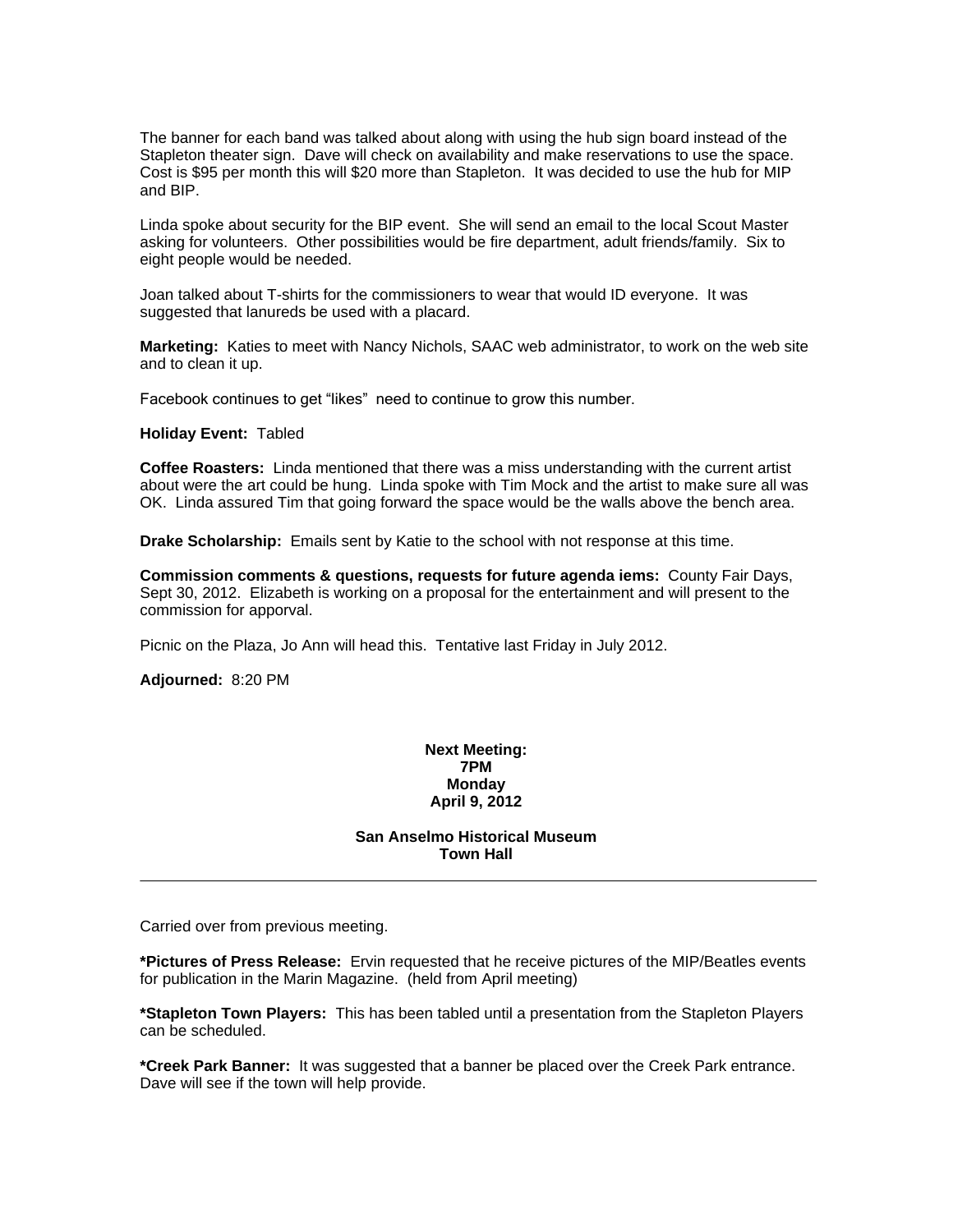The banner for each band was talked about along with using the hub sign board instead of the Stapleton theater sign. Dave will check on availability and make reservations to use the space. Cost is $95 per month this will $20 more than Stapleton. It was decided to use the hub for MIP and BIP.

Linda spoke about security for the BIP event. She will send an email to the local Scout Master asking for volunteers. Other possibilities would be fire department, adult friends/family. Six to eight people would be needed.

Joan talked about T-shirts for the commissioners to wear that would ID everyone. It was suggested that lanureds be used with a placard.

**Marketing:** Katies to meet with Nancy Nichols, SAAC web administrator, to work on the web site and to clean it up.

Facebook continues to get "likes" need to continue to grow this number.

**Holiday Event:** Tabled

**Coffee Roasters:** Linda mentioned that there was a miss understanding with the current artist about were the art could be hung. Linda spoke with Tim Mock and the artist to make sure all was OK. Linda assured Tim that going forward the space would be the walls above the bench area.

**Drake Scholarship:** Emails sent by Katie to the school with not response at this time.

**Commission comments & questions, requests for future agenda iems:** County Fair Days, Sept 30, 2012. Elizabeth is working on a proposal for the entertainment and will present to the commission for apporval.

Picnic on the Plaza, Jo Ann will head this. Tentative last Friday in July 2012.

**Adjourned:** 8:20 PM

**Next Meeting:**
**7PM**
**Monday**
**April 9, 2012**

**San Anselmo Historical Museum**
**Town Hall**

---

Carried over from previous meeting.

***Pictures of Press Release:** Ervin requested that he receive pictures of the MIP/Beatles events for publication in the Marin Magazine. (held from April meeting)

***Stapleton Town Players:** This has been tabled until a presentation from the Stapleton Players can be scheduled.

***Creek Park Banner:** It was suggested that a banner be placed over the Creek Park entrance. Dave will see if the town will help provide.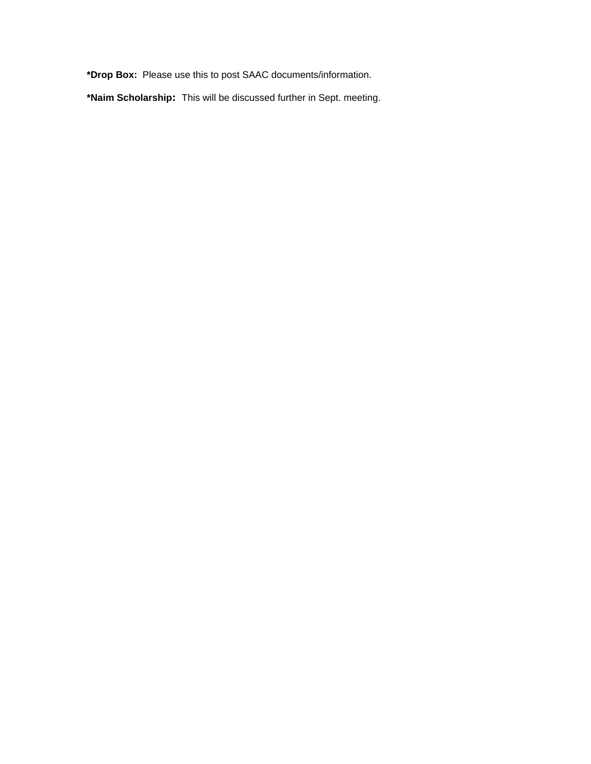**\*Drop Box:** Please use this to post SAAC documents/information.

**\*Naim Scholarship:** This will be discussed further in Sept. meeting.